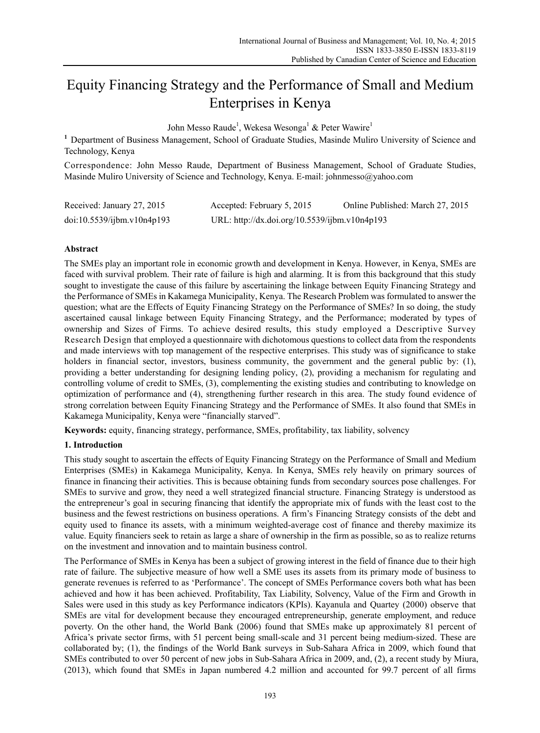# Equity Financing Strategy and the Performance of Small and Medium Enterprises in Kenya

John Messo Raude[1], Wekesa Wesonga[1] & Peter Wawire[1]

[1] Department of Business Management, School of Graduate Studies, Masinde Muliro University of Science and Technology, Kenya

Correspondence: John Messo Raude, Department of Business Management, School of Graduate Studies, Masinde Muliro University of Science and Technology, Kenya. E-mail: johnmesso@yahoo.com

Received: January 27, 2015 Accepted: February 5, 2015 Online Published: March 27, 2015

doi:10.5539/ijbm.v10n4p193 URL: http://dx.doi.org/10.5539/ijbm.v10n4p193

## Abstract

The SMEs play an important role in economic growth and development in Kenya. However, in Kenya, SMEs are faced with survival problem. Their rate of failure is high and alarming. It is from this background that this study sought to investigate the cause of this failure by ascertaining the linkage between Equity Financing Strategy and the Performance of SMEs in Kakamega Municipality, Kenya. The Research Problem was formulated to answer the question; what are the Effects of Equity Financing Strategy on the Performance of SMEs? In so doing, the study ascertained causal linkage between Equity Financing Strategy, and the Performance; moderated by types of ownership and Sizes of Firms. To achieve desired results, this study employed a Descriptive Survey Research Design that employed a questionnaire with dichotomous questions to collect data from the respondents and made interviews with top management of the respective enterprises. This study was of significance to stake holders in financial sector, investors, business community, the government and the general public by: (1), providing a better understanding for designing lending policy, (2), providing a mechanism for regulating and controlling volume of credit to SMEs, (3), complementing the existing studies and contributing to knowledge on optimization of performance and (4), strengthening further research in this area. The study found evidence of strong correlation between Equity Financing Strategy and the Performance of SMEs. It also found that SMEs in Kakamega Municipality, Kenya were "financially starved".

**Keywords:** equity, financing strategy, performance, SMEs, profitability, tax liability, solvency

## 1. Introduction

This study sought to ascertain the effects of Equity Financing Strategy on the Performance of Small and Medium Enterprises (SMEs) in Kakamega Municipality, Kenya. In Kenya, SMEs rely heavily on primary sources of finance in financing their activities. This is because obtaining funds from secondary sources pose challenges. For SMEs to survive and grow, they need a well strategized financial structure. Financing Strategy is understood as the entrepreneur's goal in securing financing that identify the appropriate mix of funds with the least cost to the business and the fewest restrictions on business operations. A firm's Financing Strategy consists of the debt and equity used to finance its assets, with a minimum weighted-average cost of finance and thereby maximize its value. Equity financiers seek to retain as large a share of ownership in the firm as possible, so as to realize returns on the investment and innovation and to maintain business control.

The Performance of SMEs in Kenya has been a subject of growing interest in the field of finance due to their high rate of failure. The subjective measure of how well a SME uses its assets from its primary mode of business to generate revenues is referred to as 'Performance'. The concept of SMEs Performance covers both what has been achieved and how it has been achieved. Profitability, Tax Liability, Solvency, Value of the Firm and Growth in Sales were used in this study as key Performance indicators (KPIs). Kayanula and Quartey (2000) observe that SMEs are vital for development because they encouraged entrepreneurship, generate employment, and reduce poverty. On the other hand, the World Bank (2006) found that SMEs make up approximately 81 percent of Africa's private sector firms, with 51 percent being small-scale and 31 percent being medium-sized. These are collaborated by; (1), the findings of the World Bank surveys in Sub-Sahara Africa in 2009, which found that SMEs contributed to over 50 percent of new jobs in Sub-Sahara Africa in 2009, and, (2), a recent study by Miura, (2013), which found that SMEs in Japan numbered 4.2 million and accounted for 99.7 percent of all firms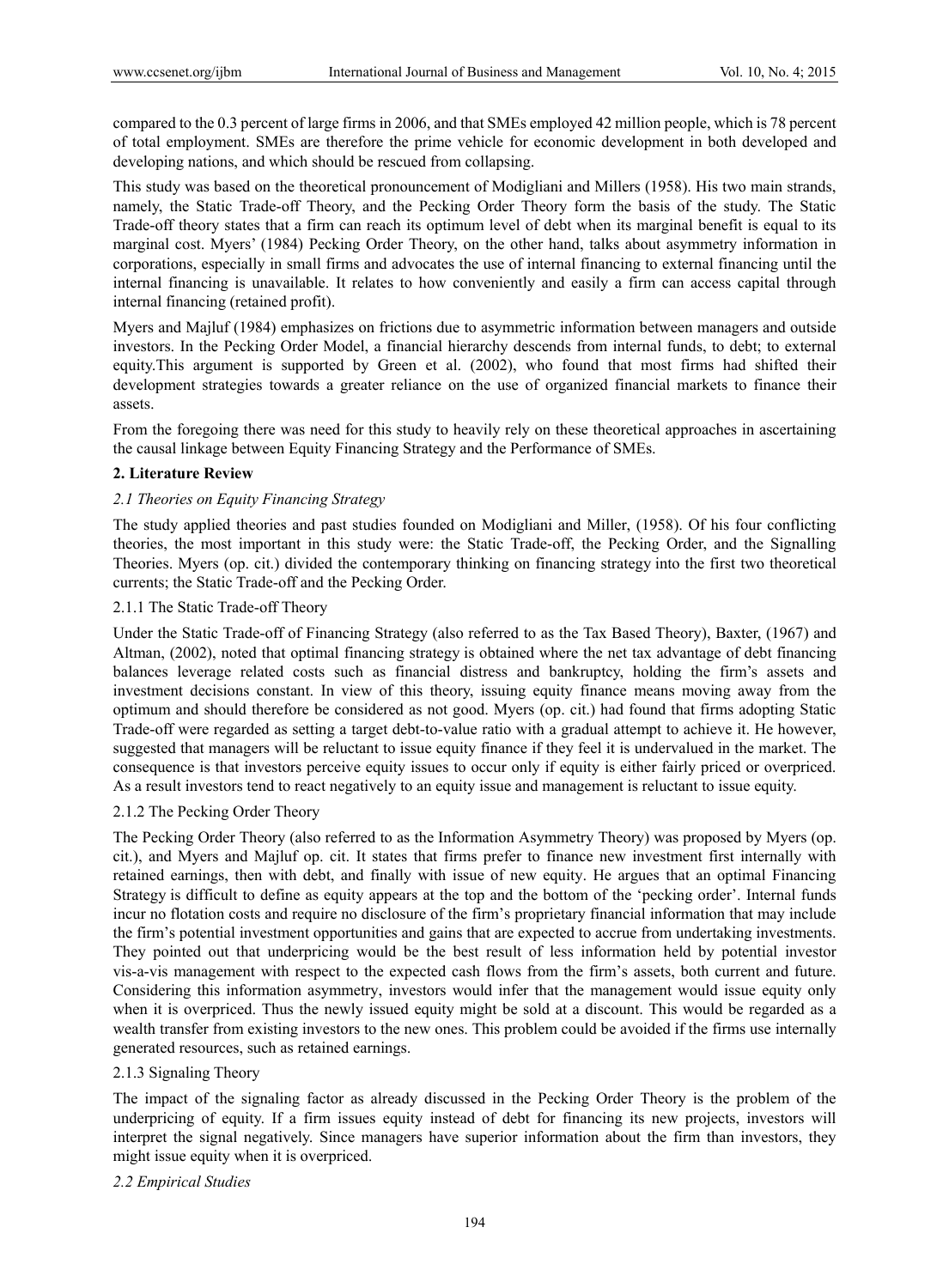compared to the 0.3 percent of large firms in 2006, and that SMEs employed 42 million people, which is 78 percent of total employment. SMEs are therefore the prime vehicle for economic development in both developed and developing nations, and which should be rescued from collapsing.

This study was based on the theoretical pronouncement of Modigliani and Millers (1958). His two main strands, namely, the Static Trade-off Theory, and the Pecking Order Theory form the basis of the study. The Static Trade-off theory states that a firm can reach its optimum level of debt when its marginal benefit is equal to its marginal cost. Myers' (1984) Pecking Order Theory, on the other hand, talks about asymmetry information in corporations, especially in small firms and advocates the use of internal financing to external financing until the internal financing is unavailable. It relates to how conveniently and easily a firm can access capital through internal financing (retained profit).

Myers and Majluf (1984) emphasizes on frictions due to asymmetric information between managers and outside investors. In the Pecking Order Model, a financial hierarchy descends from internal funds, to debt; to external equity.This argument is supported by Green et al. (2002), who found that most firms had shifted their development strategies towards a greater reliance on the use of organized financial markets to finance their assets.

From the foregoing there was need for this study to heavily rely on these theoretical approaches in ascertaining the causal linkage between Equity Financing Strategy and the Performance of SMEs.

## 2. Literature Review

### *2.1 Theories on Equity Financing Strategy*

The study applied theories and past studies founded on Modigliani and Miller, (1958). Of his four conflicting theories, the most important in this study were: the Static Trade-off, the Pecking Order, and the Signalling Theories. Myers (op. cit.) divided the contemporary thinking on financing strategy into the first two theoretical currents; the Static Trade-off and the Pecking Order.

#### 2.1.1 The Static Trade-off Theory

Under the Static Trade-off of Financing Strategy (also referred to as the Tax Based Theory), Baxter, (1967) and Altman, (2002), noted that optimal financing strategy is obtained where the net tax advantage of debt financing balances leverage related costs such as financial distress and bankruptcy, holding the firm's assets and investment decisions constant. In view of this theory, issuing equity finance means moving away from the optimum and should therefore be considered as not good. Myers (op. cit.) had found that firms adopting Static Trade-off were regarded as setting a target debt-to-value ratio with a gradual attempt to achieve it. He however, suggested that managers will be reluctant to issue equity finance if they feel it is undervalued in the market. The consequence is that investors perceive equity issues to occur only if equity is either fairly priced or overpriced. As a result investors tend to react negatively to an equity issue and management is reluctant to issue equity.

#### 2.1.2 The Pecking Order Theory

The Pecking Order Theory (also referred to as the Information Asymmetry Theory) was proposed by Myers (op. cit.), and Myers and Majluf op. cit. It states that firms prefer to finance new investment first internally with retained earnings, then with debt, and finally with issue of new equity. He argues that an optimal Financing Strategy is difficult to define as equity appears at the top and the bottom of the 'pecking order'. Internal funds incur no flotation costs and require no disclosure of the firm's proprietary financial information that may include the firm's potential investment opportunities and gains that are expected to accrue from undertaking investments. They pointed out that underpricing would be the best result of less information held by potential investor vis-a-vis management with respect to the expected cash flows from the firm's assets, both current and future. Considering this information asymmetry, investors would infer that the management would issue equity only when it is overpriced. Thus the newly issued equity might be sold at a discount. This would be regarded as a wealth transfer from existing investors to the new ones. This problem could be avoided if the firms use internally generated resources, such as retained earnings.

#### 2.1.3 Signaling Theory

The impact of the signaling factor as already discussed in the Pecking Order Theory is the problem of the underpricing of equity. If a firm issues equity instead of debt for financing its new projects, investors will interpret the signal negatively. Since managers have superior information about the firm than investors, they might issue equity when it is overpriced.

### *2.2 Empirical Studies*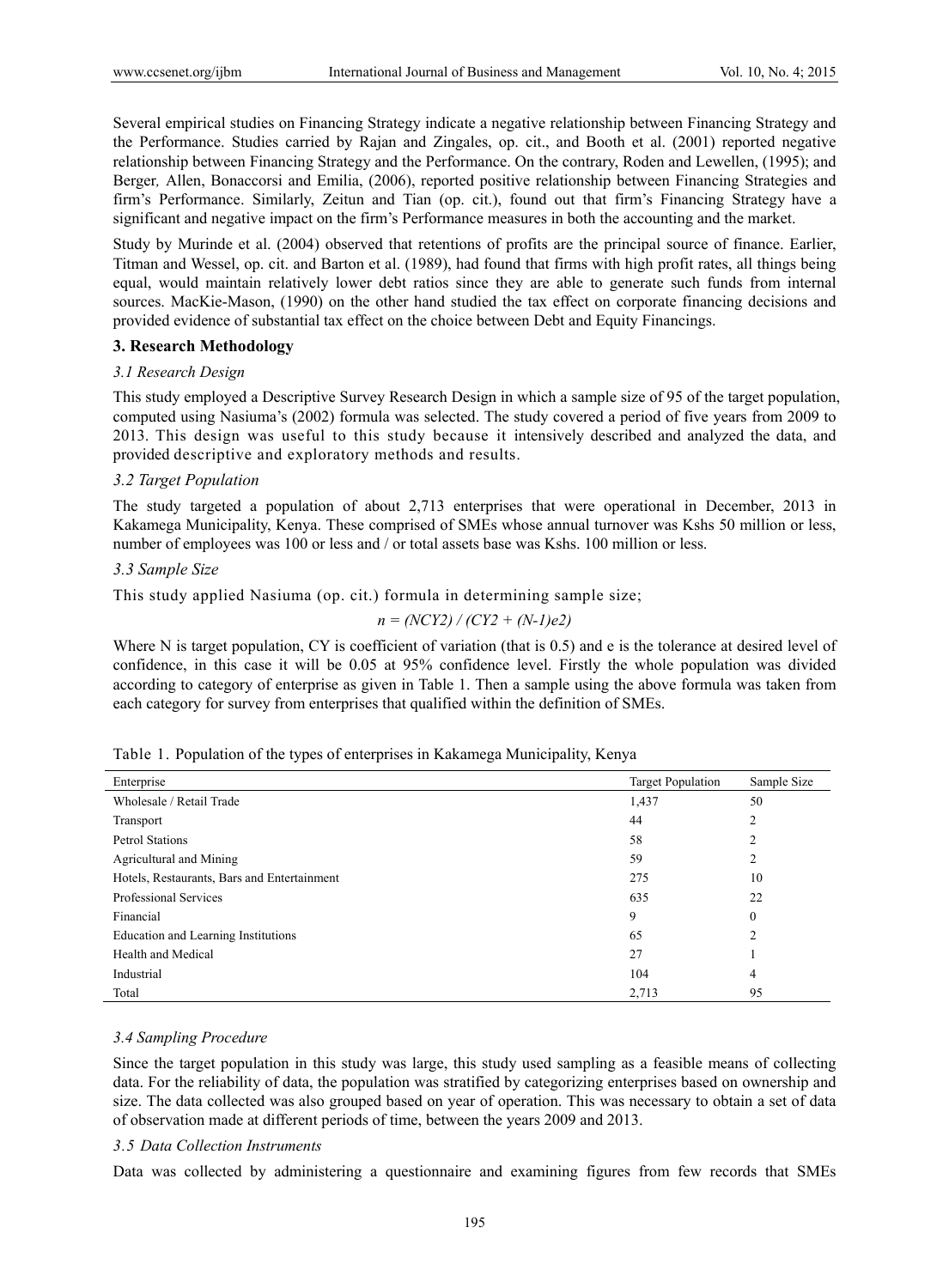Several empirical studies on Financing Strategy indicate a negative relationship between Financing Strategy and the Performance. Studies carried by Rajan and Zingales, op. cit., and Booth et al. (2001) reported negative relationship between Financing Strategy and the Performance. On the contrary, Roden and Lewellen, (1995); and Berger*,* Allen, Bonaccorsi and Emilia, (2006), reported positive relationship between Financing Strategies and firm's Performance. Similarly, Zeitun and Tian (op. cit.), found out that firm's Financing Strategy have a significant and negative impact on the firm's Performance measures in both the accounting and the market.

Study by Murinde et al. (2004) observed that retentions of profits are the principal source of finance. Earlier, Titman and Wessel, op. cit. and Barton et al. (1989), had found that firms with high profit rates, all things being equal, would maintain relatively lower debt ratios since they are able to generate such funds from internal sources. MacKie-Mason, (1990) on the other hand studied the tax effect on corporate financing decisions and provided evidence of substantial tax effect on the choice between Debt and Equity Financings.

## 3. Research Methodology

### *3.1 Research Design*

This study employed a Descriptive Survey Research Design in which a sample size of 95 of the target population, computed using Nasiuma's (2002) formula was selected. The study covered a period of five years from 2009 to 2013. This design was useful to this study because it intensively described and analyzed the data, and provided descriptive and exploratory methods and results.

### *3.2 Target Population*

The study targeted a population of about 2,713 enterprises that were operational in December, 2013 in Kakamega Municipality, Kenya. These comprised of SMEs whose annual turnover was Kshs 50 million or less, number of employees was 100 or less and / or total assets base was Kshs. 100 million or less.

### *3.3 Sample Size*

This study applied Nasiuma (op. cit.) formula in determining sample size;

$$n = (NCY2) / (CY2 + (N-1)e2)$$

Where N is target population, CY is coefficient of variation (that is 0.5) and e is the tolerance at desired level of confidence, in this case it will be 0.05 at 95% confidence level. Firstly the whole population was divided according to category of enterprise as given in Table 1. Then a sample using the above formula was taken from each category for survey from enterprises that qualified within the definition of SMEs.

Table 1. Population of the types of enterprises in Kakamega Municipality, Kenya

| Enterprise | Target Population | Sample Size |
|---|---|---|
| Wholesale / Retail Trade | 1,437 | 50 |
| Transport | 44 | 2 |
| Petrol Stations | 58 | 2 |
| Agricultural and Mining | 59 | 2 |
| Hotels, Restaurants, Bars and Entertainment | 275 | 10 |
| Professional Services | 635 | 22 |
| Financial | 9 | 0 |
| Education and Learning Institutions | 65 | 2 |
| Health and Medical | 27 | 1 |
| Industrial | 104 | 4 |
| Total | 2,713 | 95 |

### *3.4 Sampling Procedure*

Since the target population in this study was large, this study used sampling as a feasible means of collecting data. For the reliability of data, the population was stratified by categorizing enterprises based on ownership and size. The data collected was also grouped based on year of operation. This was necessary to obtain a set of data of observation made at different periods of time, between the years 2009 and 2013.

### *3.5 Data Collection Instruments*

Data was collected by administering a questionnaire and examining figures from few records that SMEs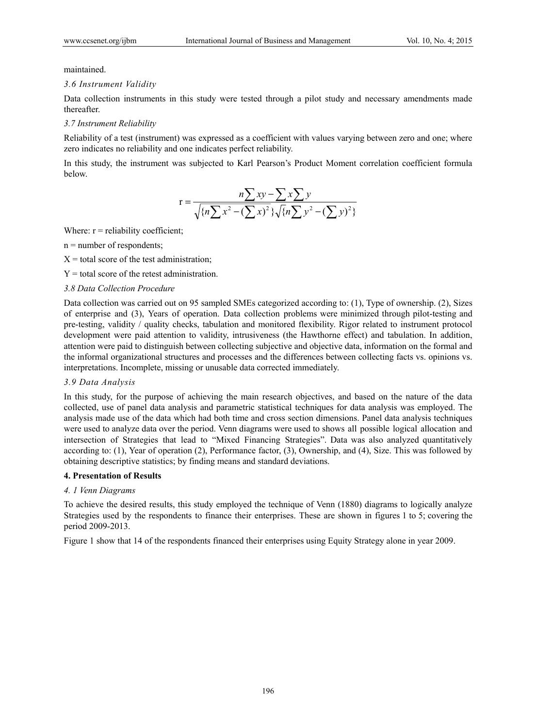maintained.

### *3.6 Instrument Validity*

Data collection instruments in this study were tested through a pilot study and necessary amendments made thereafter.

### *3.7 Instrument Reliability*

Reliability of a test (instrument) was expressed as a coefficient with values varying between zero and one; where zero indicates no reliability and one indicates perfect reliability.

In this study, the instrument was subjected to Karl Pearson's Product Moment correlation coefficient formula below.

$$r = \frac{n\sum xy - \sum x \sum y}{\sqrt{\{n\sum x^2 - (\sum x)^2\}}\sqrt{\{n\sum y^2 - (\sum y)^2\}}}$$

Where: r = reliability coefficient;

n = number of respondents;

X = total score of the test administration;

Y = total score of the retest administration.

### *3.8 Data Collection Procedure*

Data collection was carried out on 95 sampled SMEs categorized according to: (1), Type of ownership. (2), Sizes of enterprise and (3), Years of operation. Data collection problems were minimized through pilot-testing and pre-testing, validity / quality checks, tabulation and monitored flexibility. Rigor related to instrument protocol development were paid attention to validity, intrusiveness (the Hawthorne effect) and tabulation. In addition, attention were paid to distinguish between collecting subjective and objective data, information on the formal and the informal organizational structures and processes and the differences between collecting facts vs. opinions vs. interpretations. Incomplete, missing or unusable data corrected immediately.

### *3.9 Data Analysis*

In this study, for the purpose of achieving the main research objectives, and based on the nature of the data collected, use of panel data analysis and parametric statistical techniques for data analysis was employed. The analysis made use of the data which had both time and cross section dimensions. Panel data analysis techniques were used to analyze data over the period. Venn diagrams were used to shows all possible logical allocation and intersection of Strategies that lead to "Mixed Financing Strategies". Data was also analyzed quantitatively according to: (1), Year of operation (2), Performance factor, (3), Ownership, and (4), Size. This was followed by obtaining descriptive statistics; by finding means and standard deviations.

## **4. Presentation of Results**

### *4. 1 Venn Diagrams*

To achieve the desired results, this study employed the technique of Venn (1880) diagrams to logically analyze Strategies used by the respondents to finance their enterprises. These are shown in figures 1 to 5; covering the period 2009-2013.

Figure 1 show that 14 of the respondents financed their enterprises using Equity Strategy alone in year 2009.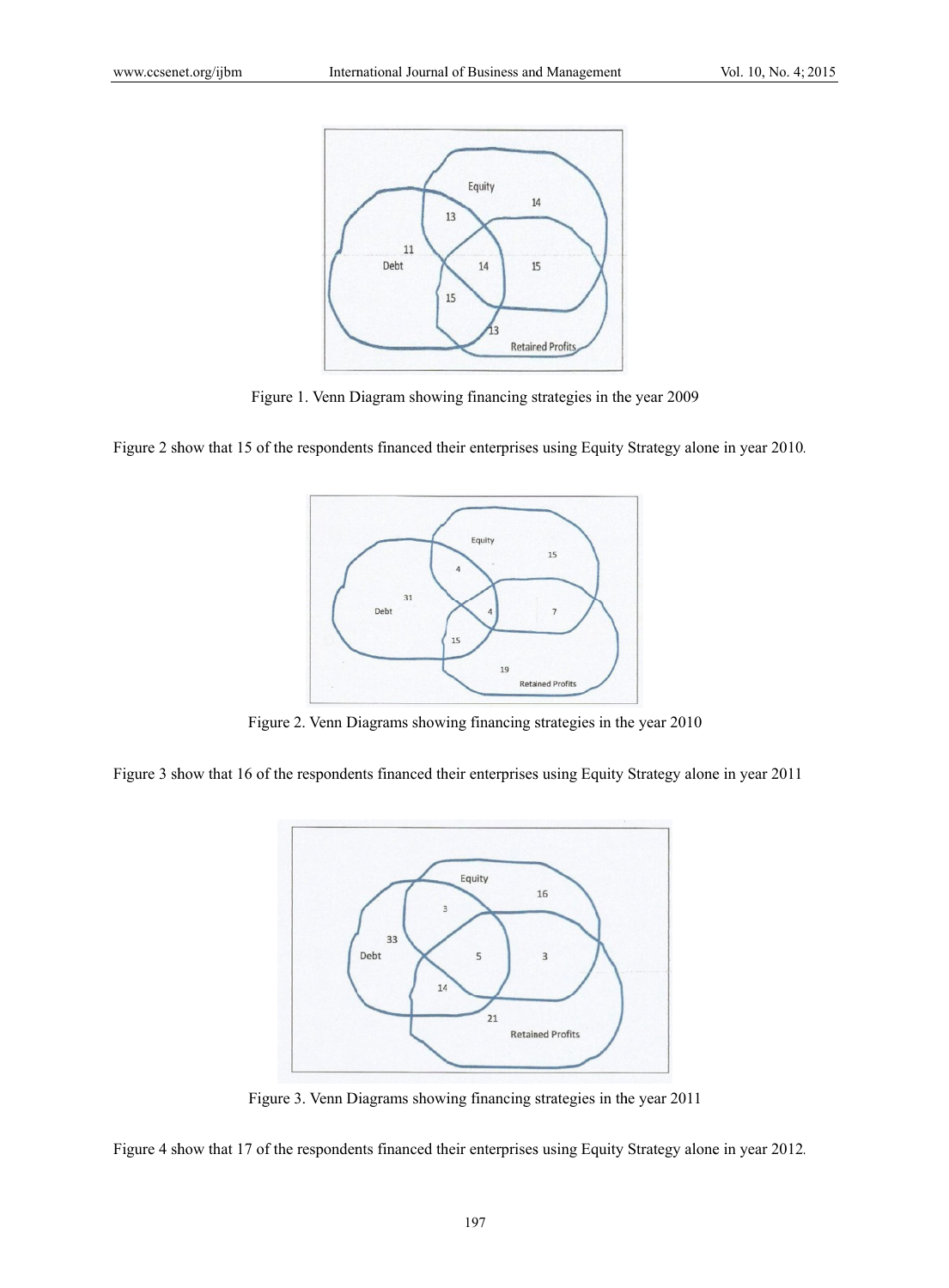Figure 1. Venn Diagram showing financing strategies in the year 2009

Figure 2 show that 15 of the respondents financed their enterprises using Equity Strategy alone in year 2010.

Figure 2. Venn Diagrams showing financing strategies in the year 2010

Figure 3 show that 16 of the respondents financed their enterprises using Equity Strategy alone in year 2011

Figure 3. Venn Diagrams showing financing strategies in the year 2011

Figure 4 show that 17 of the respondents financed their enterprises using Equity Strategy alone in year 2012.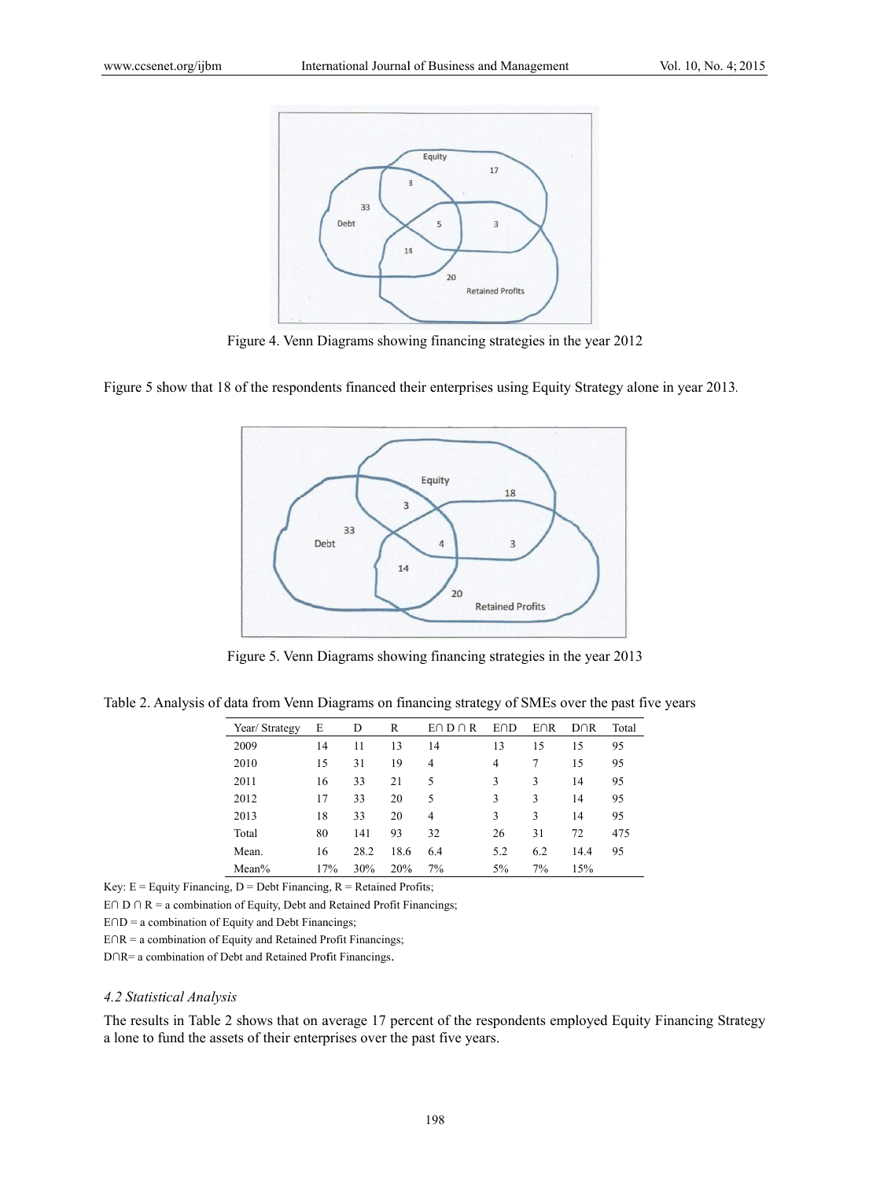Figure 4. Venn Diagrams showing financing strategies in the year 2012

Figure 5 show that 18 of the respondents financed their enterprises using Equity Strategy alone in year 2013.

Figure 5. Venn Diagrams showing financing strategies in the year 2013

Table 2. Analysis of data from Venn Diagrams on financing strategy of SMEs over the past five years

| Year/ Strategy | E | D | R | E∩ D ∩ R | E∩D | E∩R | D∩R | Total |
|---|---|---|---|---|---|---|---|---|
| 2009 | 14 | 11 | 13 | 14 | 13 | 15 | 15 | 95 |
| 2010 | 15 | 31 | 19 | 4 | 4 | 7 | 15 | 95 |
| 2011 | 16 | 33 | 21 | 5 | 3 | 3 | 14 | 95 |
| 2012 | 17 | 33 | 20 | 5 | 3 | 3 | 14 | 95 |
| 2013 | 18 | 33 | 20 | 4 | 3 | 3 | 14 | 95 |
| Total | 80 | 141 | 93 | 32 | 26 | 31 | 72 | 475 |
| Mean. | 16 | 28.2 | 18.6 | 6.4 | 5.2 | 6.2 | 14.4 | 95 |
| Mean% | 17% | 30% | 20% | 7% | 5% | 7% | 15% | |

Key: E = Equity Financing, D = Debt Financing, R = Retained Profits;

E∩ D ∩ R = a combination of Equity, Debt and Retained Profit Financings;

E∩D = a combination of Equity and Debt Financings;

E∩R = a combination of Equity and Retained Profit Financings;

D∩R= a combination of Debt and Retained Profit Financings.

### *4.2 Statistical Analysis*

The results in Table 2 shows that on average 17 percent of the respondents employed Equity Financing Strategy a lone to fund the assets of their enterprises over the past five years.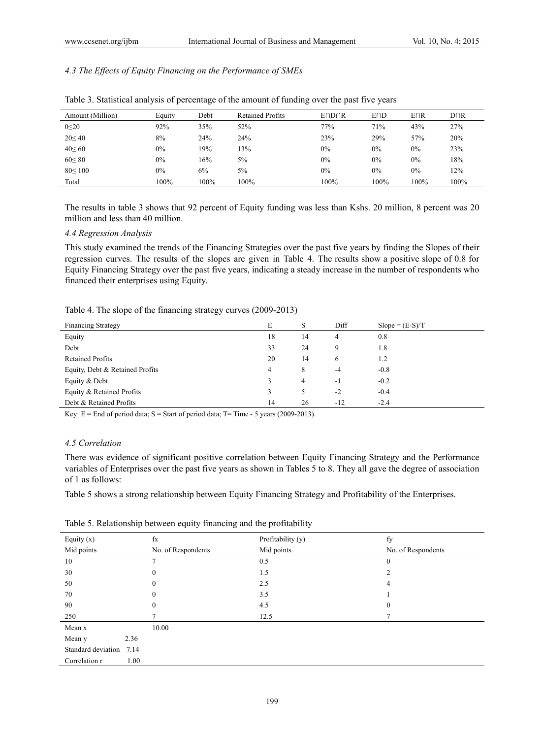### *4.3 The Effects of Equity Financing on the Performance of SMEs*

Table 3. Statistical analysis of percentage of the amount of funding over the past five years

| Amount (Million) | Equity | Debt | Retained Profits | E∩D∩R | E∩D | E∩R | D∩R |
|---|---|---|---|---|---|---|---|
| 0≤20 | 92% | 35% | 52% | 77% | 71% | 43% | 27% |
| 20≤ 40 | 8% | 24% | 24% | 23% | 29% | 57% | 20% |
| 40≤ 60 | 0% | 19% | 13% | 0% | 0% | 0% | 23% |
| 60≤ 80 | 0% | 16% | 5% | 0% | 0% | 0% | 18% |
| 80≤ 100 | 0% | 6% | 5% | 0% | 0% | 0% | 12% |
| Total | 100% | 100% | 100% | 100% | 100% | 100% | 100% |

The results in table 3 shows that 92 percent of Equity funding was less than Kshs. 20 million, 8 percent was 20 million and less than 40 million.

### *4.4 Regression Analysis*

This study examined the trends of the Financing Strategies over the past five years by finding the Slopes of their regression curves. The results of the slopes are given in Table 4. The results show a positive slope of 0.8 for Equity Financing Strategy over the past five years, indicating a steady increase in the number of respondents who financed their enterprises using Equity.

Table 4. The slope of the financing strategy curves (2009-2013)

| Financing Strategy | E | S | Diff | Slope = (E-S)/T |
|---|---|---|---|---|
| Equity | 18 | 14 | 4 | 0.8 |
| Debt | 33 | 24 | 9 | 1.8 |
| Retained Profits | 20 | 14 | 6 | 1.2 |
| Equity, Debt & Retained Profits | 4 | 8 | -4 | -0.8 |
| Equity & Debt | 3 | 4 | -1 | -0.2 |
| Equity & Retained Profits | 3 | 5 | -2 | -0.4 |
| Debt & Retained Profits | 14 | 26 | -12 | -2.4 |

Key: E = End of period data; S = Start of period data; T= Time - 5 years (2009-2013).

### *4.5 Correlation*

There was evidence of significant positive correlation between Equity Financing Strategy and the Performance variables of Enterprises over the past five years as shown in Tables 5 to 8. They all gave the degree of association of 1 as follows:

Table 5 shows a strong relationship between Equity Financing Strategy and Profitability of the Enterprises.

Table 5. Relationship between equity financing and the profitability

| Equity (x) | fx | Profitability (y) | fy |
|---|---|---|---|
| Mid points | No. of Respondents | Mid points | No. of Respondents |
| 10 | 7 | 0.5 | 0 |
| 30 | 0 | 1.5 | 2 |
| 50 | 0 | 2.5 | 4 |
| 70 | 0 | 3.5 | 1 |
| 90 | 0 | 4.5 | 0 |
| 250 | 7 | 12.5 | 7 |
| Mean x | 10.00 | | |
| Mean y 2.36 | | | |
| Standard deviation 7.14 | | | |
| Correlation r 1.00 | | | |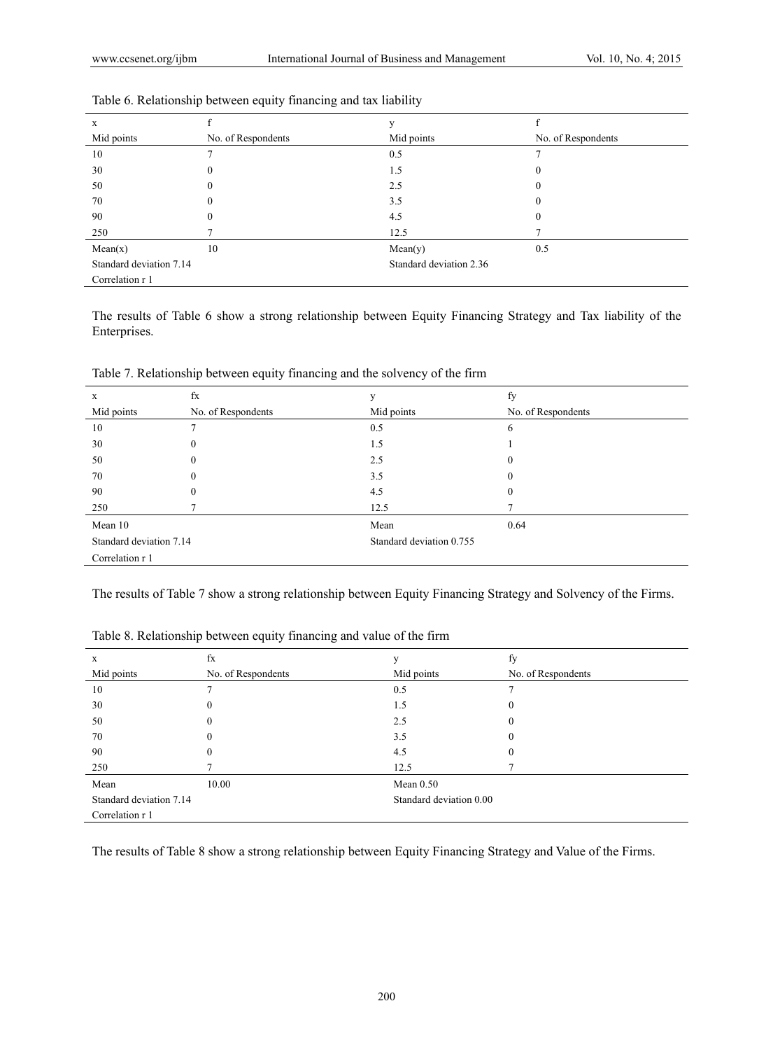Table 6. Relationship between equity financing and tax liability

| x | f | y | f |
|---|---|---|---|
| Mid points | No. of Respondents | Mid points | No. of Respondents |
| 10 | 7 | 0.5 | 7 |
| 30 | 0 | 1.5 | 0 |
| 50 | 0 | 2.5 | 0 |
| 70 | 0 | 3.5 | 0 |
| 90 | 0 | 4.5 | 0 |
| 250 | 7 | 12.5 | 7 |
| Mean(x) | 10 | Mean(y) | 0.5 |
| Standard deviation 7.14 | | Standard deviation 2.36 | |
| Correlation r 1 | | | |

The results of Table 6 show a strong relationship between Equity Financing Strategy and Tax liability of the Enterprises.

Table 7. Relationship between equity financing and the solvency of the firm

| x | fx | y | fy |
|---|---|---|---|
| Mid points | No. of Respondents | Mid points | No. of Respondents |
| 10 | 7 | 0.5 | 6 |
| 30 | 0 | 1.5 | 1 |
| 50 | 0 | 2.5 | 0 |
| 70 | 0 | 3.5 | 0 |
| 90 | 0 | 4.5 | 0 |
| 250 | 7 | 12.5 | 7 |
| Mean 10 | | Mean | 0.64 |
| Standard deviation 7.14 | | Standard deviation 0.755 | |
| Correlation r 1 | | | |

The results of Table 7 show a strong relationship between Equity Financing Strategy and Solvency of the Firms.

Table 8. Relationship between equity financing and value of the firm

| x | fx | y | fy |
|---|---|---|---|
| Mid points | No. of Respondents | Mid points | No. of Respondents |
| 10 | 7 | 0.5 | 7 |
| 30 | 0 | 1.5 | 0 |
| 50 | 0 | 2.5 | 0 |
| 70 | 0 | 3.5 | 0 |
| 90 | 0 | 4.5 | 0 |
| 250 | 7 | 12.5 | 7 |
| Mean | 10.00 | Mean 0.50 | |
| Standard deviation 7.14 | | Standard deviation 0.00 | |
| Correlation r 1 | | | |

The results of Table 8 show a strong relationship between Equity Financing Strategy and Value of the Firms.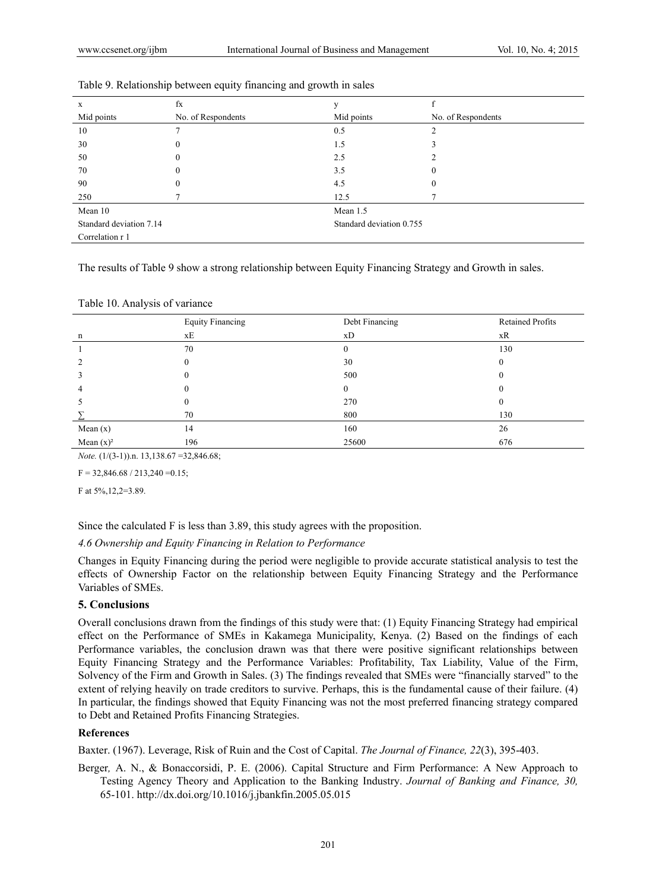Table 9. Relationship between equity financing and growth in sales

| x | fx | y | f |
|---|---|---|---|
| Mid points | No. of Respondents | Mid points | No. of Respondents |
| 10 | 7 | 0.5 | 2 |
| 30 | 0 | 1.5 | 3 |
| 50 | 0 | 2.5 | 2 |
| 70 | 0 | 3.5 | 0 |
| 90 | 0 | 4.5 | 0 |
| 250 | 7 | 12.5 | 7 |
| Mean 10 | | Mean 1.5 | |
| Standard deviation 7.14 | | Standard deviation 0.755 | |
| Correlation r 1 | | | |

The results of Table 9 show a strong relationship between Equity Financing Strategy and Growth in sales.

Table 10. Analysis of variance

| | Equity Financing | Debt Financing | Retained Profits |
|---|---|---|---|
| n | xE | xD | xR |
| 1 | 70 | 0 | 130 |
| 2 | 0 | 30 | 0 |
| 3 | 0 | 500 | 0 |
| 4 | 0 | 0 | 0 |
| 5 | 0 | 270 | 0 |
| ∑ | 70 | 800 | 130 |
| Mean (x) | 14 | 160 | 26 |
| Mean $(x)^2$ | 196 | 25600 | 676 |

*Note.* (1/(3-1)).n. 13,138.67 =32,846.68;

F = 32,846.68 / 213,240 =0.15;

F at 5%,12,2=3.89.

Since the calculated F is less than 3.89, this study agrees with the proposition.

*4.6 Ownership and Equity Financing in Relation to Performance*

Changes in Equity Financing during the period were negligible to provide accurate statistical analysis to test the effects of Ownership Factor on the relationship between Equity Financing Strategy and the Performance Variables of SMEs.

## 5. Conclusions

Overall conclusions drawn from the findings of this study were that: (1) Equity Financing Strategy had empirical effect on the Performance of SMEs in Kakamega Municipality, Kenya. (2) Based on the findings of each Performance variables, the conclusion drawn was that there were positive significant relationships between Equity Financing Strategy and the Performance Variables: Profitability, Tax Liability, Value of the Firm, Solvency of the Firm and Growth in Sales. (3) The findings revealed that SMEs were "financially starved" to the extent of relying heavily on trade creditors to survive. Perhaps, this is the fundamental cause of their failure. (4) In particular, the findings showed that Equity Financing was not the most preferred financing strategy compared to Debt and Retained Profits Financing Strategies.

## References

Baxter. (1967). Leverage, Risk of Ruin and the Cost of Capital. *The Journal of Finance, 22*(3), 395-403.

Berger, A. N., & Bonaccorsidi, P. E. (2006). Capital Structure and Firm Performance: A New Approach to Testing Agency Theory and Application to the Banking Industry. *Journal of Banking and Finance, 30,* 65-101. http://dx.doi.org/10.1016/j.jbankfin.2005.05.015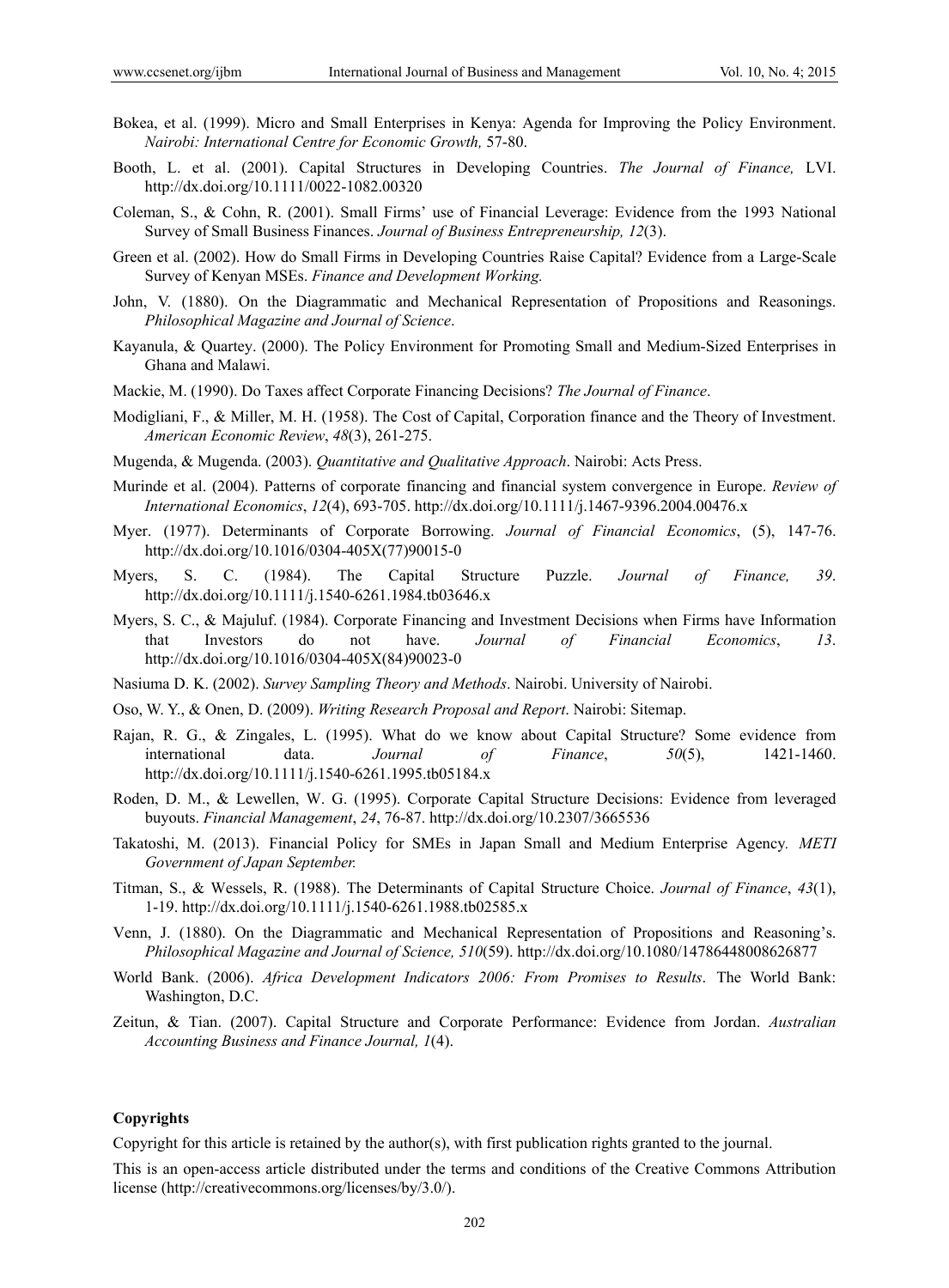Bokea, et al. (1999). Micro and Small Enterprises in Kenya: Agenda for Improving the Policy Environment. *Nairobi: International Centre for Economic Growth,* 57-80.

Booth, L. et al. (2001). Capital Structures in Developing Countries. *The Journal of Finance,* LVI. http://dx.doi.org/10.1111/0022-1082.00320

Coleman, S., & Cohn, R. (2001). Small Firms' use of Financial Leverage: Evidence from the 1993 National Survey of Small Business Finances. *Journal of Business Entrepreneurship, 12*(3).

Green et al. (2002). How do Small Firms in Developing Countries Raise Capital? Evidence from a Large-Scale Survey of Kenyan MSEs. *Finance and Development Working.*

John, V. (1880). On the Diagrammatic and Mechanical Representation of Propositions and Reasonings. *Philosophical Magazine and Journal of Science*.

Kayanula, & Quartey. (2000). The Policy Environment for Promoting Small and Medium-Sized Enterprises in Ghana and Malawi.

Mackie, M. (1990). Do Taxes affect Corporate Financing Decisions? *The Journal of Finance*.

Modigliani, F., & Miller, M. H. (1958). The Cost of Capital, Corporation finance and the Theory of Investment. *American Economic Review*, *48*(3), 261-275.

Mugenda, & Mugenda. (2003). *Quantitative and Qualitative Approach*. Nairobi: Acts Press.

Murinde et al. (2004). Patterns of corporate financing and financial system convergence in Europe. *Review of International Economics*, *12*(4), 693-705. http://dx.doi.org/10.1111/j.1467-9396.2004.00476.x

Myer. (1977). Determinants of Corporate Borrowing. *Journal of Financial Economics*, (5), 147-76. http://dx.doi.org/10.1016/0304-405X(77)90015-0

Myers, S. C. (1984). The Capital Structure Puzzle. *Journal of Finance, 39*. http://dx.doi.org/10.1111/j.1540-6261.1984.tb03646.x

Myers, S. C., & Majuluf. (1984). Corporate Financing and Investment Decisions when Firms have Information that Investors do not have. *Journal of Financial Economics*, *13*. http://dx.doi.org/10.1016/0304-405X(84)90023-0

Nasiuma D. K. (2002). *Survey Sampling Theory and Methods*. Nairobi. University of Nairobi.

Oso, W. Y., & Onen, D. (2009). *Writing Research Proposal and Report*. Nairobi: Sitemap.

Rajan, R. G., & Zingales, L. (1995). What do we know about Capital Structure? Some evidence from international data. *Journal of Finance*, *50*(5), 1421-1460. http://dx.doi.org/10.1111/j.1540-6261.1995.tb05184.x

Roden, D. M., & Lewellen, W. G. (1995). Corporate Capital Structure Decisions: Evidence from leveraged buyouts. *Financial Management*, *24*, 76-87. http://dx.doi.org/10.2307/3665536

Takatoshi, M. (2013). Financial Policy for SMEs in Japan Small and Medium Enterprise Agency*. METI Government of Japan September.*

Titman, S., & Wessels, R. (1988). The Determinants of Capital Structure Choice. *Journal of Finance*, *43*(1), 1-19. http://dx.doi.org/10.1111/j.1540-6261.1988.tb02585.x

Venn, J. (1880). On the Diagrammatic and Mechanical Representation of Propositions and Reasoning's. *Philosophical Magazine and Journal of Science, 510*(59). http://dx.doi.org/10.1080/14786448008626877

World Bank. (2006). *Africa Development Indicators 2006: From Promises to Results*. The World Bank: Washington, D.C.

Zeitun, & Tian. (2007). Capital Structure and Corporate Performance: Evidence from Jordan. *Australian Accounting Business and Finance Journal, 1*(4).

**Copyrights**

Copyright for this article is retained by the author(s), with first publication rights granted to the journal.

This is an open-access article distributed under the terms and conditions of the Creative Commons Attribution license (http://creativecommons.org/licenses/by/3.0/).